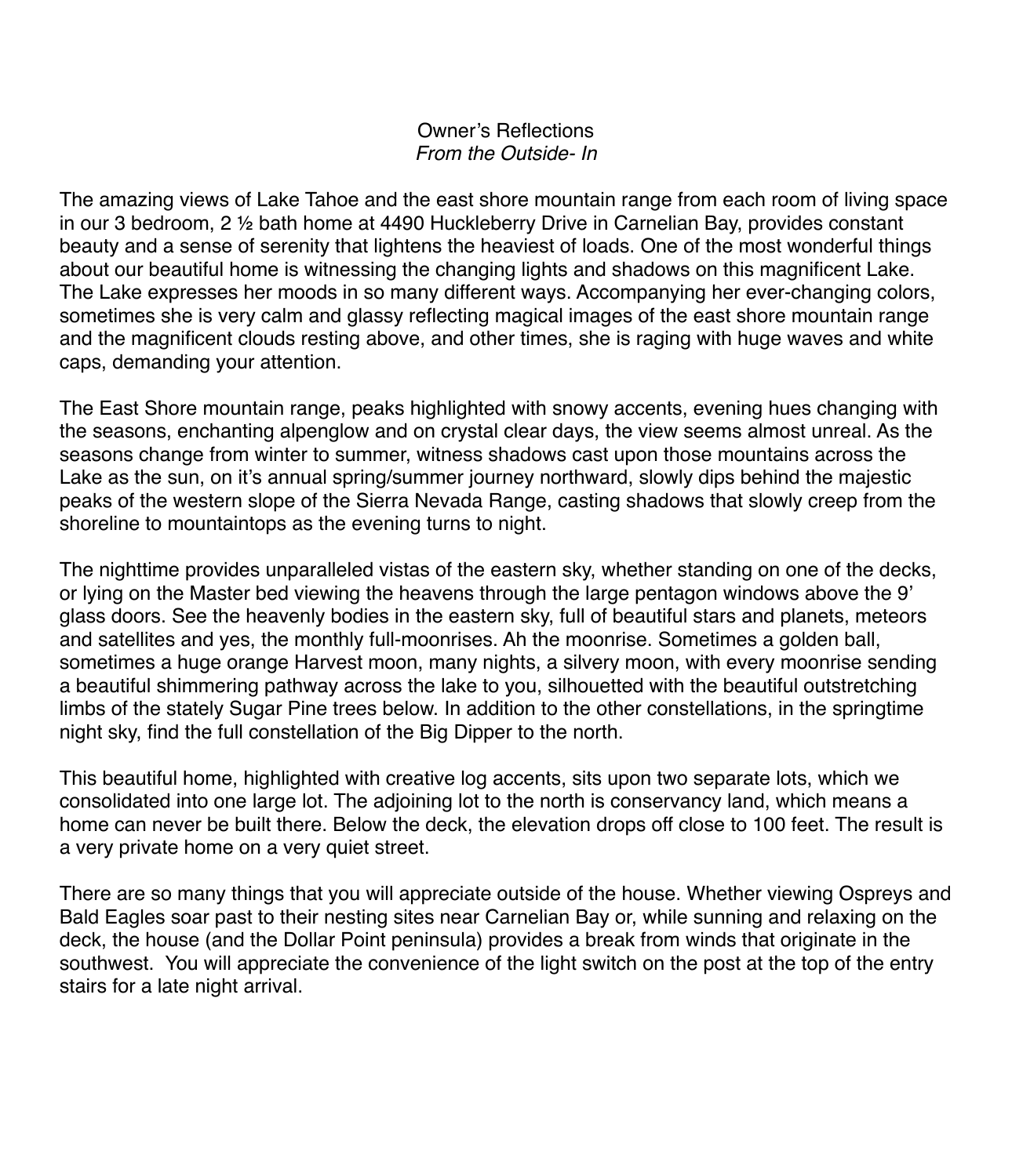# Owner's Reflections

*From the Outside- In*

The amazing views of Lake Tahoe and the east shore mountain range from each room of living space in our 3 bedroom, 2 ½ bath home at 4490 Huckleberry Drive in Carnelian Bay, provides constant beauty and a sense of serenity that lightens the heaviest of loads. One of the most wonderful things about our beautiful home is witnessing the changing lights and shadows on this magnificent Lake. The Lake expresses her moods in so many different ways. Accompanying her ever-changing colors, sometimes she is very calm and glassy reflecting magical images of the east shore mountain range and the magnificent clouds resting above, and other times, she is raging with huge waves and white caps, demanding your attention.

The East Shore mountain range, peaks highlighted with snowy accents, evening hues changing with the seasons, enchanting alpenglow and on crystal clear days, the view seems almost unreal. As the seasons change from winter to summer, witness shadows cast upon those mountains across the Lake as the sun, on it's annual spring/summer journey northward, slowly dips behind the majestic peaks of the western slope of the Sierra Nevada Range, casting shadows that slowly creep from the shoreline to mountaintops as the evening turns to night.

The nighttime provides unparalleled vistas of the eastern sky, whether standing on one of the decks, or lying on the Master bed viewing the heavens through the large pentagon windows above the 9' glass doors. See the heavenly bodies in the eastern sky, full of beautiful stars and planets, meteors and satellites and yes, the monthly full-moonrises. Ah the moonrise. Sometimes a golden ball, sometimes a huge orange Harvest moon, many nights, a silvery moon, with every moonrise sending a beautiful shimmering pathway across the lake to you, silhouetted with the beautiful outstretching limbs of the stately Sugar Pine trees below. In addition to the other constellations, in the springtime night sky, find the full constellation of the Big Dipper to the north.

This beautiful home, highlighted with creative log accents, sits upon two separate lots, which we consolidated into one large lot. The adjoining lot to the north is conservancy land, which means a home can never be built there. Below the deck, the elevation drops off close to 100 feet. The result is a very private home on a very quiet street.

There are so many things that you will appreciate outside of the house. Whether viewing Ospreys and Bald Eagles soar past to their nesting sites near Carnelian Bay or, while sunning and relaxing on the deck, the house (and the Dollar Point peninsula) provides a break from winds that originate in the southwest. You will appreciate the convenience of the light switch on the post at the top of the entry stairs for a late night arrival.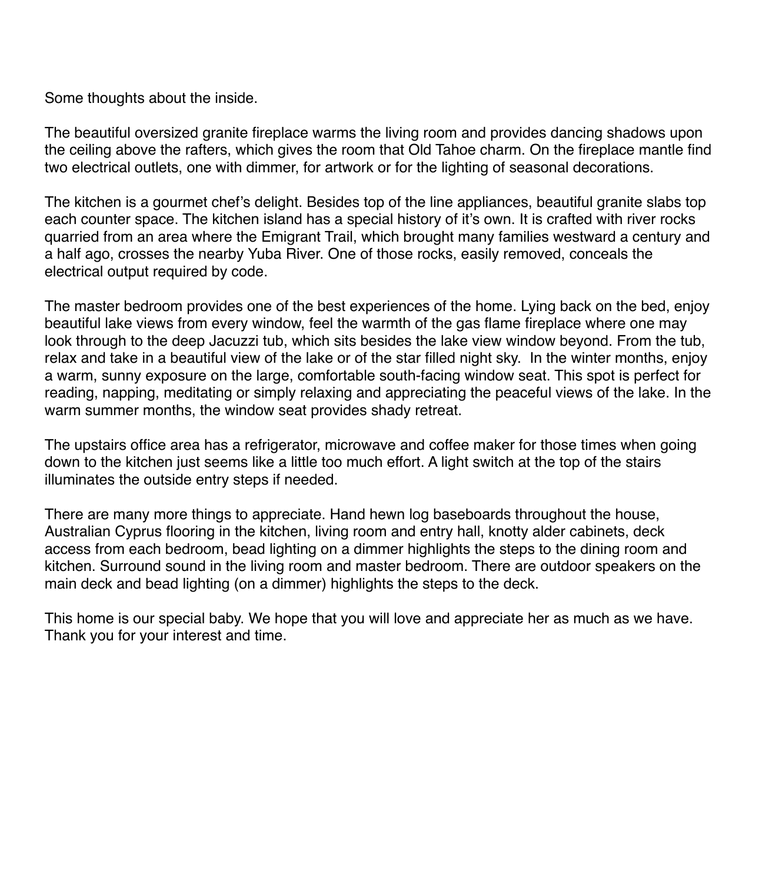Some thoughts about the inside.

The beautiful oversized granite fireplace warms the living room and provides dancing shadows upon the ceiling above the rafters, which gives the room that Old Tahoe charm. On the fireplace mantle find two electrical outlets, one with dimmer, for artwork or for the lighting of seasonal decorations.

The kitchen is a gourmet chef's delight. Besides top of the line appliances, beautiful granite slabs top each counter space. The kitchen island has a special history of it's own. It is crafted with river rocks quarried from an area where the Emigrant Trail, which brought many families westward a century and a half ago, crosses the nearby Yuba River. One of those rocks, easily removed, conceals the electrical output required by code.

The master bedroom provides one of the best experiences of the home. Lying back on the bed, enjoy beautiful lake views from every window, feel the warmth of the gas flame fireplace where one may look through to the deep Jacuzzi tub, which sits besides the lake view window beyond. From the tub, relax and take in a beautiful view of the lake or of the star filled night sky. In the winter months, enjoy a warm, sunny exposure on the large, comfortable south-facing window seat. This spot is perfect for reading, napping, meditating or simply relaxing and appreciating the peaceful views of the lake. In the warm summer months, the window seat provides shady retreat.

The upstairs office area has a refrigerator, microwave and coffee maker for those times when going down to the kitchen just seems like a little too much effort. A light switch at the top of the stairs illuminates the outside entry steps if needed.

There are many more things to appreciate. Hand hewn log baseboards throughout the house, Australian Cyprus flooring in the kitchen, living room and entry hall, knotty alder cabinets, deck access from each bedroom, bead lighting on a dimmer highlights the steps to the dining room and kitchen. Surround sound in the living room and master bedroom. There are outdoor speakers on the main deck and bead lighting (on a dimmer) highlights the steps to the deck.

This home is our special baby. We hope that you will love and appreciate her as much as we have. Thank you for your interest and time.